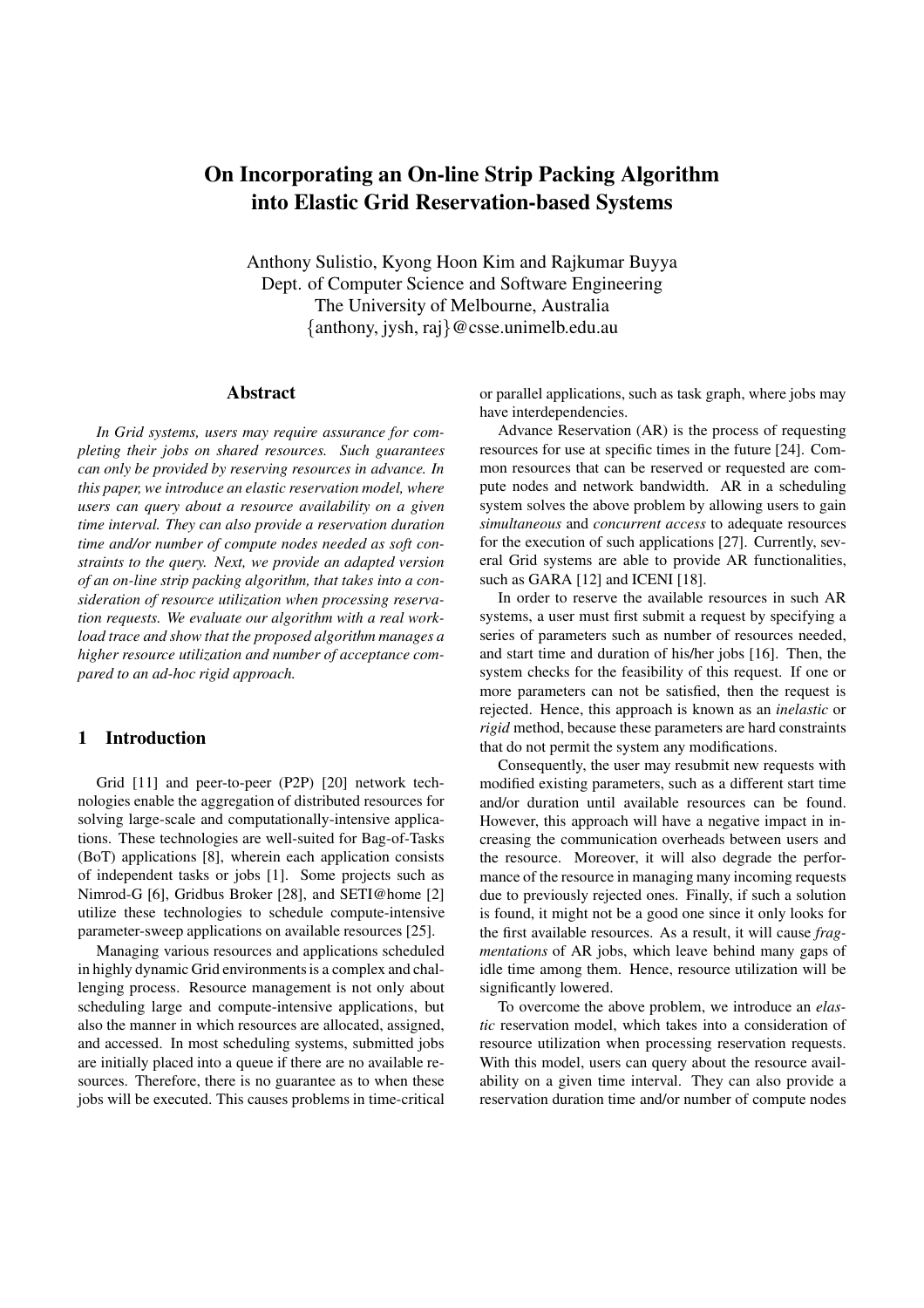# On Incorporating an On-line Strip Packing Algorithm into Elastic Grid Reservation-based Systems

Anthony Sulistio, Kyong Hoon Kim and Rajkumar Buyya
Dept. of Computer Science and Software Engineering
The University of Melbourne, Australia
{anthony, jysh, raj}@csse.unimelb.edu.au

## Abstract

*In Grid systems, users may require assurance for completing their jobs on shared resources. Such guarantees can only be provided by reserving resources in advance. In this paper, we introduce an elastic reservation model, where users can query about a resource availability on a given time interval. They can also provide a reservation duration time and/or number of compute nodes needed as soft constraints to the query. Next, we provide an adapted version of an on-line strip packing algorithm, that takes into a consideration of resource utilization when processing reservation requests. We evaluate our algorithm with a real workload trace and show that the proposed algorithm manages a higher resource utilization and number of acceptance compared to an ad-hoc rigid approach.*

## 1 Introduction

Grid [11] and peer-to-peer (P2P) [20] network technologies enable the aggregation of distributed resources for solving large-scale and computationally-intensive applications. These technologies are well-suited for Bag-of-Tasks (BoT) applications [8], wherein each application consists of independent tasks or jobs [1]. Some projects such as Nimrod-G [6], Gridbus Broker [28], and SETI@home [2] utilize these technologies to schedule compute-intensive parameter-sweep applications on available resources [25].

Managing various resources and applications scheduled in highly dynamic Grid environments is a complex and challenging process. Resource management is not only about scheduling large and compute-intensive applications, but also the manner in which resources are allocated, assigned, and accessed. In most scheduling systems, submitted jobs are initially placed into a queue if there are no available resources. Therefore, there is no guarantee as to when these jobs will be executed. This causes problems in time-critical or parallel applications, such as task graph, where jobs may have interdependencies.

Advance Reservation (AR) is the process of requesting resources for use at specific times in the future [24]. Common resources that can be reserved or requested are compute nodes and network bandwidth. AR in a scheduling system solves the above problem by allowing users to gain *simultaneous* and *concurrent access* to adequate resources for the execution of such applications [27]. Currently, several Grid systems are able to provide AR functionalities, such as GARA [12] and ICENI [18].

In order to reserve the available resources in such AR systems, a user must first submit a request by specifying a series of parameters such as number of resources needed, and start time and duration of his/her jobs [16]. Then, the system checks for the feasibility of this request. If one or more parameters can not be satisfied, then the request is rejected. Hence, this approach is known as an *inelastic* or *rigid* method, because these parameters are hard constraints that do not permit the system any modifications.

Consequently, the user may resubmit new requests with modified existing parameters, such as a different start time and/or duration until available resources can be found. However, this approach will have a negative impact in increasing the communication overheads between users and the resource. Moreover, it will also degrade the performance of the resource in managing many incoming requests due to previously rejected ones. Finally, if such a solution is found, it might not be a good one since it only looks for the first available resources. As a result, it will cause *fragmentations* of AR jobs, which leave behind many gaps of idle time among them. Hence, resource utilization will be significantly lowered.

To overcome the above problem, we introduce an *elastic* reservation model, which takes into a consideration of resource utilization when processing reservation requests. With this model, users can query about the resource availability on a given time interval. They can also provide a reservation duration time and/or number of compute nodes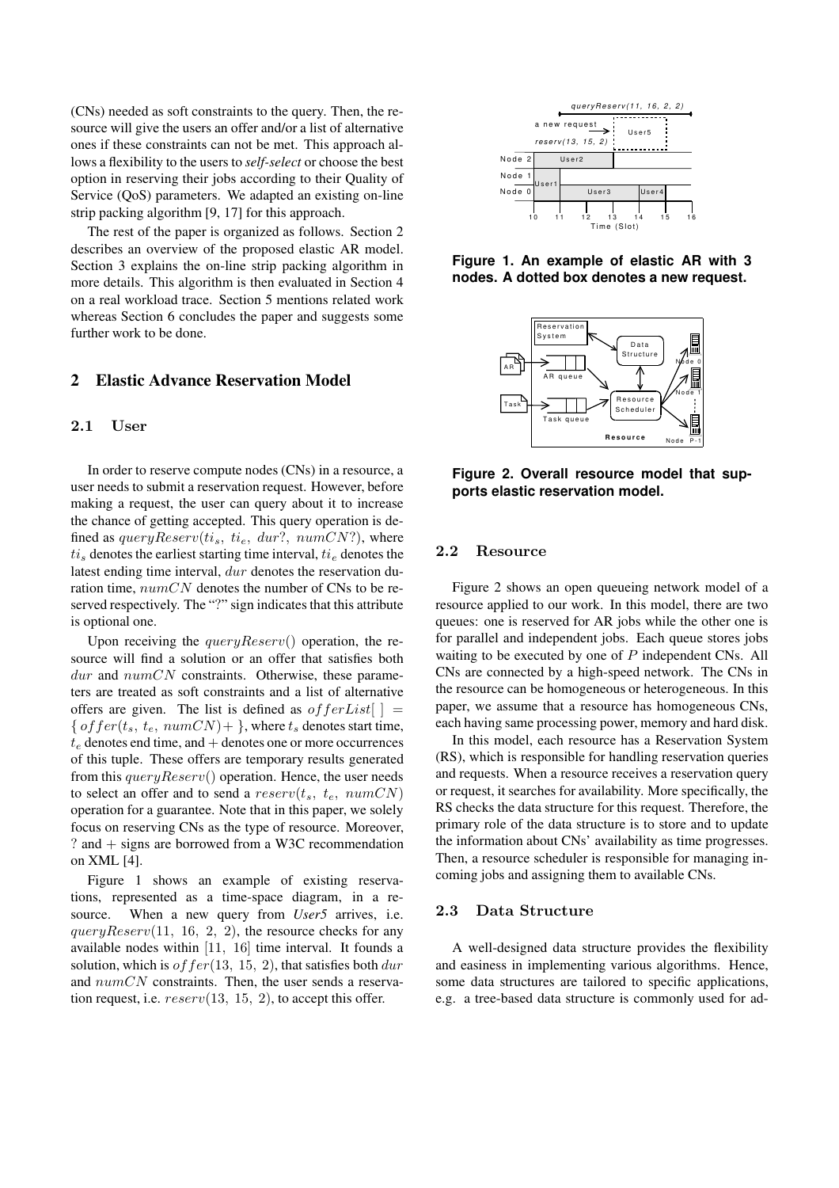(CNs) needed as soft constraints to the query. Then, the resource will give the users an offer and/or a list of alternative ones if these constraints can not be met. This approach allows a flexibility to the users to ***self-select*** or choose the best option in reserving their jobs according to their Quality of Service (QoS) parameters. We adapted an existing on-line strip packing algorithm [9, 17] for this approach.

The rest of the paper is organized as follows. Section 2 describes an overview of the proposed elastic AR model. Section 3 explains the on-line strip packing algorithm in more details. This algorithm is then evaluated in Section 4 on a real workload trace. Section 5 mentions related work whereas Section 6 concludes the paper and suggests some further work to be done.

## 2 Elastic Advance Reservation Model

### 2.1 User

In order to reserve compute nodes (CNs) in a resource, a user needs to submit a reservation request. However, before making a request, the user can query about it to increase the chance of getting accepted. This query operation is defined as $queryReserv(ti_s,\ ti_e,\ dur?,\ numCN?)$, where $ti_s$ denotes the earliest starting time interval, $ti_e$ denotes the latest ending time interval, $dur$ denotes the reservation duration time, $numCN$ denotes the number of CNs to be reserved respectively. The "?" sign indicates that this attribute is optional one.

Upon receiving the $queryReserv()$ operation, the resource will find a solution or an offer that satisfies both $dur$ and $numCN$ constraints. Otherwise, these parameters are treated as soft constraints and a list of alternative offers are given. The list is defined as $offerList[\,] = \{\,offer(t_s,\ t_e,\ numCN)+\,\}$, where $t_s$ denotes start time, $t_e$ denotes end time, and $+$ denotes one or more occurrences of this tuple. These offers are temporary results generated from this $queryReserv()$ operation. Hence, the user needs to select an offer and to send a $reserv(t_s,\ t_e,\ numCN)$ operation for a guarantee. Note that in this paper, we solely focus on reserving CNs as the type of resource. Moreover, ? and + signs are borrowed from a W3C recommendation on XML [4].

Figure 1 shows an example of existing reservations, represented as a time-space diagram, in a resource. When a new query from *User5* arrives, i.e. $queryReserv(11,\ 16,\ 2,\ 2)$, the resource checks for any available nodes within $[11,\ 16]$ time interval. It founds a solution, which is $offer(13,\ 15,\ 2)$, that satisfies both $dur$ and $numCN$ constraints. Then, the user sends a reservation request, i.e. $reserv(13,\ 15,\ 2)$, to accept this offer.

**Figure 1. An example of elastic AR with 3 nodes. A dotted box denotes a new request.**

**Figure 2. Overall resource model that supports elastic reservation model.**

### 2.2 Resource

Figure 2 shows an open queueing network model of a resource applied to our work. In this model, there are two queues: one is reserved for AR jobs while the other one is for parallel and independent jobs. Each queue stores jobs waiting to be executed by one of $P$ independent CNs. All CNs are connected by a high-speed network. The CNs in the resource can be homogeneous or heterogeneous. In this paper, we assume that a resource has homogeneous CNs, each having same processing power, memory and hard disk.

In this model, each resource has a Reservation System (RS), which is responsible for handling reservation queries and requests. When a resource receives a reservation query or request, it searches for availability. More specifically, the RS checks the data structure for this request. Therefore, the primary role of the data structure is to store and to update the information about CNs' availability as time progresses. Then, a resource scheduler is responsible for managing incoming jobs and assigning them to available CNs.

### 2.3 Data Structure

A well-designed data structure provides the flexibility and easiness in implementing various algorithms. Hence, some data structures are tailored to specific applications, e.g. a tree-based data structure is commonly used for ad-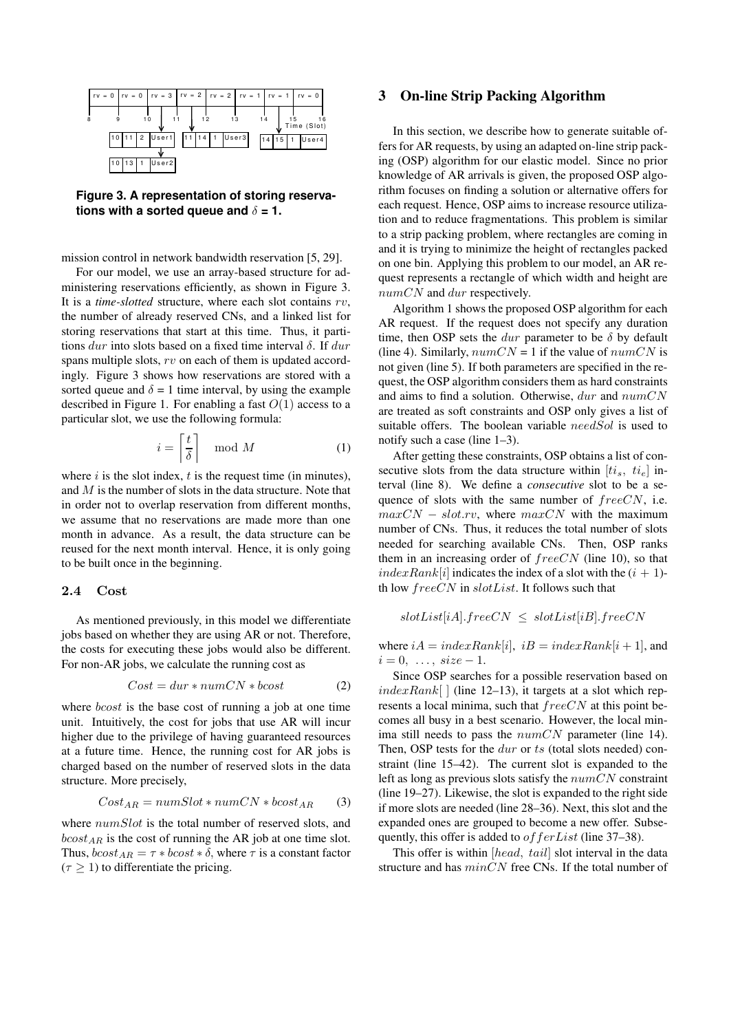**Figure 3. A representation of storing reservations with a sorted queue and $\delta$ = 1.**

mission control in network bandwidth reservation [5, 29].

For our model, we use an array-based structure for administering reservations efficiently, as shown in Figure 3. It is a *time-slotted* structure, where each slot contains $rv$, the number of already reserved CNs, and a linked list for storing reservations that start at this time. Thus, it partitions $dur$ into slots based on a fixed time interval $\delta$. If $dur$ spans multiple slots, $rv$ on each of them is updated accordingly. Figure 3 shows how reservations are stored with a sorted queue and $\delta$ = 1 time interval, by using the example described in Figure 1. For enabling a fast $O(1)$ access to a particular slot, we use the following formula:

$$i = \left\lceil \frac{t}{\delta} \right\rceil \mod M \tag{1}$$

where $i$ is the slot index, $t$ is the request time (in minutes), and $M$ is the number of slots in the data structure. Note that in order not to overlap reservation from different months, we assume that no reservations are made more than one month in advance. As a result, the data structure can be reused for the next month interval. Hence, it is only going to be built once in the beginning.

### 2.4 Cost

As mentioned previously, in this model we differentiate jobs based on whether they are using AR or not. Therefore, the costs for executing these jobs would also be different. For non-AR jobs, we calculate the running cost as

$$Cost = dur * numCN * bcost \tag{2}$$

where $bcost$ is the base cost of running a job at one time unit. Intuitively, the cost for jobs that use AR will incur higher due to the privilege of having guaranteed resources at a future time. Hence, the running cost for AR jobs is charged based on the number of reserved slots in the data structure. More precisely,

$$Cost_{AR} = numSlot * numCN * bcost_{AR} \tag{3}$$

where $numSlot$ is the total number of reserved slots, and $bcost_{AR}$ is the cost of running the AR job at one time slot. Thus, $bcost_{AR} = \tau * bcost * \delta$, where $\tau$ is a constant factor ($\tau \geq 1$) to differentiate the pricing.

## 3 On-line Strip Packing Algorithm

In this section, we describe how to generate suitable offers for AR requests, by using an adapted on-line strip packing (OSP) algorithm for our elastic model. Since no prior knowledge of AR arrivals is given, the proposed OSP algorithm focuses on finding a solution or alternative offers for each request. Hence, OSP aims to increase resource utilization and to reduce fragmentations. This problem is similar to a strip packing problem, where rectangles are coming in and it is trying to minimize the height of rectangles packed on one bin. Applying this problem to our model, an AR request represents a rectangle of which width and height are $numCN$ and $dur$ respectively.

Algorithm 1 shows the proposed OSP algorithm for each AR request. If the request does not specify any duration time, then OSP sets the $dur$ parameter to be $\delta$ by default (line 4). Similarly, $numCN$ = 1 if the value of $numCN$ is not given (line 5). If both parameters are specified in the request, the OSP algorithm considers them as hard constraints and aims to find a solution. Otherwise, $dur$ and $numCN$ are treated as soft constraints and OSP only gives a list of suitable offers. The boolean variable $needSol$ is used to notify such a case (line 1–3).

After getting these constraints, OSP obtains a list of consecutive slots from the data structure within $[ti_s,\ ti_e]$ interval (line 8). We define a *consecutive* slot to be a sequence of slots with the same number of $freeCN$, i.e. $maxCN - slot.rv$, where $maxCN$ with the maximum number of CNs. Thus, it reduces the total number of slots needed for searching available CNs. Then, OSP ranks them in an increasing order of $freeCN$ (line 10), so that $indexRank[i]$ indicates the index of a slot with the $(i+1)$-th low $freeCN$ in $slotList$. It follows such that

$$slotList[iA].freeCN \ \leq \ slotList[iB].freeCN$$

where $iA = indexRank[i],\ iB = indexRank[i+1]$, and $i = 0,\ \ldots,\ size - 1$.

Since OSP searches for a possible reservation based on $indexRank[\,]$ (line 12–13), it targets at a slot which represents a local minima, such that $freeCN$ at this point becomes all busy in a best scenario. However, the local minima still needs to pass the $numCN$ parameter (line 14). Then, OSP tests for the $dur$ or $ts$ (total slots needed) constraint (line 15–42). The current slot is expanded to the left as long as previous slots satisfy the $numCN$ constraint (line 19–27). Likewise, the slot is expanded to the right side if more slots are needed (line 28–36). Next, this slot and the expanded ones are grouped to become a new offer. Subsequently, this offer is added to $offerList$ (line 37–38).

This offer is within $[head,\ tail]$ slot interval in the data structure and has $minCN$ free CNs. If the total number of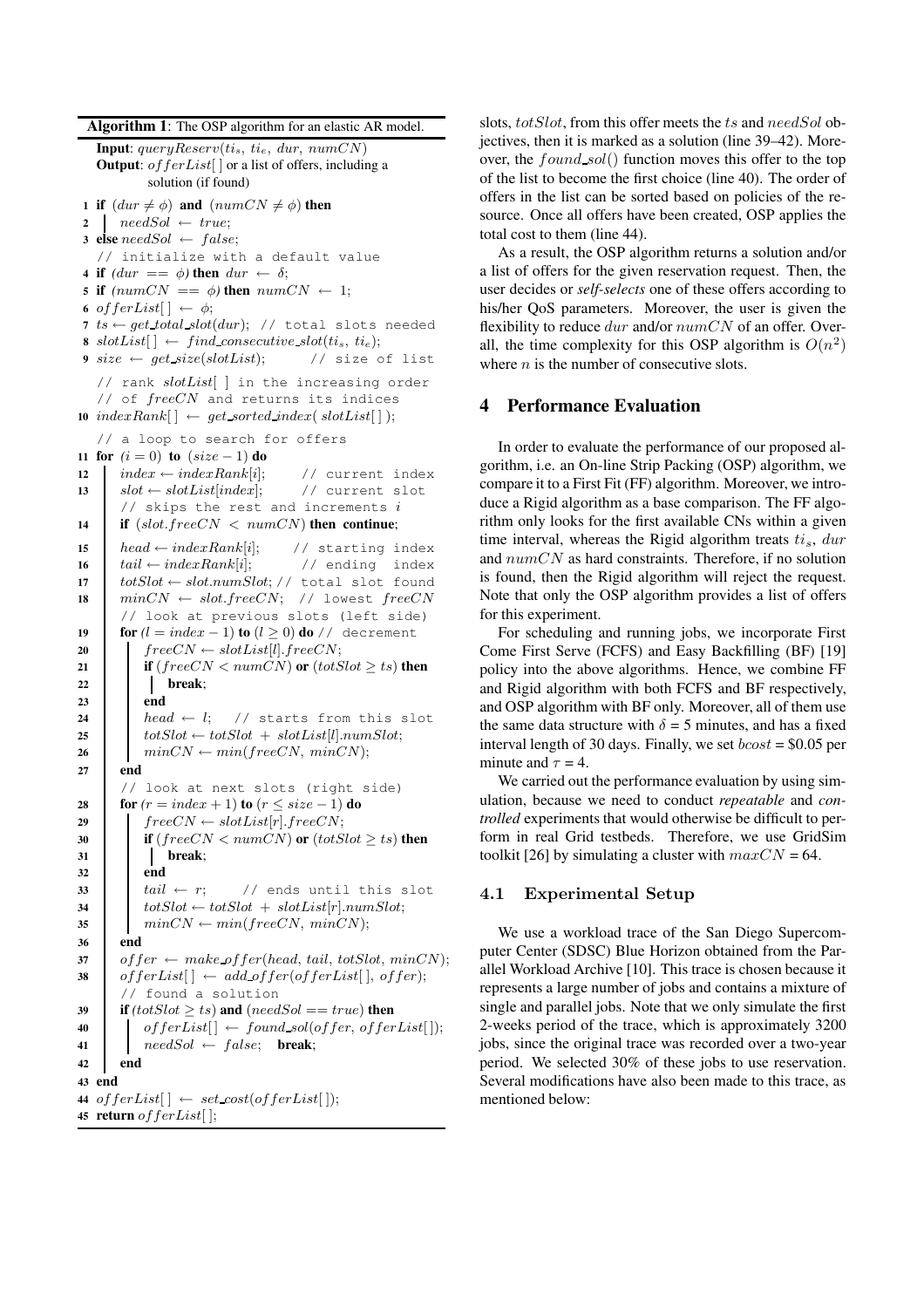**Algorithm 1**: The OSP algorithm for an elastic AR model.

```
Input: queryReserv(ti_s, ti_e, dur, numCN)
Output: offerList[ ] or a list of offers, including a
        solution (if found)
1  if (dur ≠ φ) and (numCN ≠ φ) then
2      needSol ← true;
3  else needSol ← false;
   // initialize with a default value
4  if (dur == φ) then dur ← δ;
5  if (numCN == φ) then numCN ← 1;
6  offerList[ ] ← φ;
7  ts ← get_total_slot(dur); // total slots needed
8  slotList[ ] ← find_consecutive_slot(ti_s, ti_e);
9  size ← get_size(slotList);       // size of list
   // rank slotList[ ] in the increasing order
   // of freeCN and returns its indices
10 indexRank[ ] ← get_sorted_index( slotList[ ] );
   // a loop to search for offers
11 for (i = 0) to (size − 1) do
12     index ← indexRank[i];      // current index
13     slot ← slotList[index];    // current slot
       // skips the rest and increments i
14     if (slot.freeCN < numCN) then continue;
15     head ← indexRank[i];     // starting index
16     tail ← indexRank[i];        // ending index
17     totSlot ← slot.numSlot; // total slot found
18     minCN ← slot.freeCN;  // lowest freeCN
       // look at previous slots (left side)
19     for (l = index − 1) to (l ≥ 0) do // decrement
20         freeCN ← slotList[l].freeCN;
21         if (freeCN < numCN) or (totSlot ≥ ts) then
22             break;
23         end
24         head ← l;   // starts from this slot
25         totSlot ← totSlot + slotList[l].numSlot;
26         minCN ← min(freeCN, minCN);
27     end
       // look at next slots (right side)
28     for (r = index + 1) to (r ≤ size − 1) do
29         freeCN ← slotList[r].freeCN;
30         if (freeCN < numCN) or (totSlot ≥ ts) then
31             break;
32         end
33         tail ← r;      // ends until this slot
34         totSlot ← totSlot + slotList[r].numSlot;
35         minCN ← min(freeCN, minCN);
36     end
37     offer ← make_offer(head, tail, totSlot, minCN);
38     offerList[ ] ← add_offer(offerList[ ], offer);
       // found a solution
39     if (totSlot ≥ ts) and (needSol == true) then
40         offerList[ ] ← found_sol(offer, offerList[ ]);
41         needSol ← false;   break;
42     end
43 end
44 offerList[ ] ← set_cost(offerList[ ]);
45 return offerList[ ];
```

slots, $totSlot$, from this offer meets the $ts$ and $needSol$ objectives, then it is marked as a solution (line 39–42). Moreover, the $found\_sol()$ function moves this offer to the top of the list to become the first choice (line 40). The order of offers in the list can be sorted based on policies of the resource. Once all offers have been created, OSP applies the total cost to them (line 44).

As a result, the OSP algorithm returns a solution and/or a list of offers for the given reservation request. Then, the user decides or ***self-selects*** one of these offers according to his/her QoS parameters. Moreover, the user is given the flexibility to reduce $dur$ and/or $numCN$ of an offer. Overall, the time complexity for this OSP algorithm is $O(n^2)$ where $n$ is the number of consecutive slots.

## 4 Performance Evaluation

In order to evaluate the performance of our proposed algorithm, i.e. an On-line Strip Packing (OSP) algorithm, we compare it to a First Fit (FF) algorithm. Moreover, we introduce a Rigid algorithm as a base comparison. The FF algorithm only looks for the first available CNs within a given time interval, whereas the Rigid algorithm treats $ti_s$, $dur$ and $numCN$ as hard constraints. Therefore, if no solution is found, then the Rigid algorithm will reject the request. Note that only the OSP algorithm provides a list of offers for this experiment.

For scheduling and running jobs, we incorporate First Come First Serve (FCFS) and Easy Backfilling (BF) [19] policy into the above algorithms. Hence, we combine FF and Rigid algorithm with both FCFS and BF respectively, and OSP algorithm with BF only. Moreover, all of them use the same data structure with $\delta$ = 5 minutes, and has a fixed interval length of 30 days. Finally, we set $bcost$ = \$0.05 per minute and $\tau$ = 4.

We carried out the performance evaluation by using simulation, because we need to conduct *repeatable* and *controlled* experiments that would otherwise be difficult to perform in real Grid testbeds. Therefore, we use GridSim toolkit [26] by simulating a cluster with $maxCN$ = 64.

### 4.1 Experimental Setup

We use a workload trace of the San Diego Supercomputer Center (SDSC) Blue Horizon obtained from the Parallel Workload Archive [10]. This trace is chosen because it represents a large number of jobs and contains a mixture of single and parallel jobs. Note that we only simulate the first 2-weeks period of the trace, which is approximately 3200 jobs, since the original trace was recorded over a two-year period. We selected 30% of these jobs to use reservation. Several modifications have also been made to this trace, as mentioned below: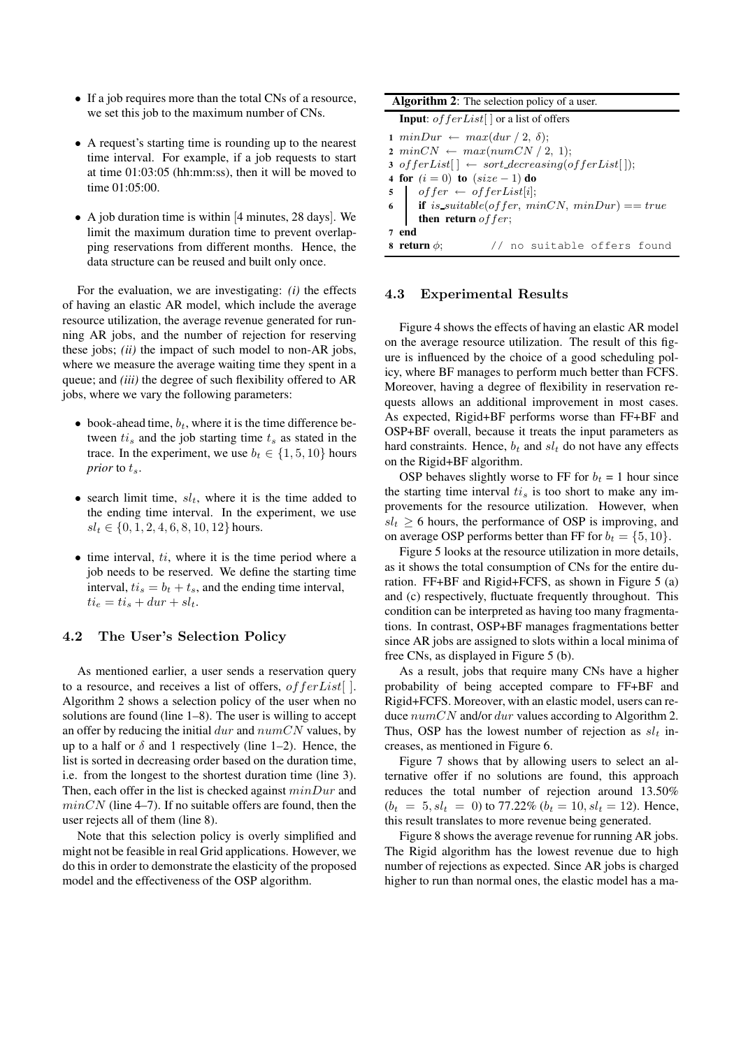- If a job requires more than the total CNs of a resource, we set this job to the maximum number of CNs.

- A request's starting time is rounding up to the nearest time interval. For example, if a job requests to start at time 01:03:05 (hh:mm:ss), then it will be moved to time 01:05:00.

- A job duration time is within [4 minutes, 28 days]. We limit the maximum duration time to prevent overlapping reservations from different months. Hence, the data structure can be reused and built only once.

For the evaluation, we are investigating: *(i)* the effects of having an elastic AR model, which include the average resource utilization, the average revenue generated for running AR jobs, and the number of rejection for reserving these jobs; *(ii)* the impact of such model to non-AR jobs, where we measure the average waiting time they spent in a queue; and *(iii)* the degree of such flexibility offered to AR jobs, where we vary the following parameters:

- book-ahead time, $b_t$, where it is the time difference between $ti_s$ and the job starting time $t_s$ as stated in the trace. In the experiment, we use $b_t \in \{1, 5, 10\}$ hours *prior* to $t_s$.

- search limit time, $sl_t$, where it is the time added to the ending time interval. In the experiment, we use $sl_t \in \{0, 1, 2, 4, 6, 8, 10, 12\}$ hours.

- time interval, $ti$, where it is the time period where a job needs to be reserved. We define the starting time interval, $ti_s = b_t + t_s$, and the ending time interval, $ti_e = ti_s + dur + sl_t$.

### 4.2 The User's Selection Policy

As mentioned earlier, a user sends a reservation query to a resource, and receives a list of offers, $offerList[\,]$. Algorithm 2 shows a selection policy of the user when no solutions are found (line 1–8). The user is willing to accept an offer by reducing the initial $dur$ and $numCN$ values, by up to a half or $\delta$ and 1 respectively (line 1–2). Hence, the list is sorted in decreasing order based on the duration time, i.e. from the longest to the shortest duration time (line 3). Then, each offer in the list is checked against $minDur$ and $minCN$ (line 4–7). If no suitable offers are found, then the user rejects all of them (line 8).

Note that this selection policy is overly simplified and might not be feasible in real Grid applications. However, we do this in order to demonstrate the elasticity of the proposed model and the effectiveness of the OSP algorithm.

**Algorithm 2**: The selection policy of a user.

**Input**: $offerList[\,]$ or a list of offers

```
1 minDur ← max(dur / 2, δ);
2 minCN ← max(numCN / 2, 1);
3 offerList[ ] ← sort_decreasing(offerList[ ]);
4 for (i = 0) to (size − 1) do
5     offer ← offerList[i];
6     if is_suitable(offer, minCN, minDur) == true
      then return offer;
7 end
8 return φ;          // no suitable offers found
```

### 4.3 Experimental Results

Figure 4 shows the effects of having an elastic AR model on the average resource utilization. The result of this figure is influenced by the choice of a good scheduling policy, where BF manages to perform much better than FCFS. Moreover, having a degree of flexibility in reservation requests allows an additional improvement in most cases. As expected, Rigid+BF performs worse than FF+BF and OSP+BF overall, because it treats the input parameters as hard constraints. Hence, $b_t$ and $sl_t$ do not have any effects on the Rigid+BF algorithm.

OSP behaves slightly worse to FF for $b_t$ = 1 hour since the starting time interval $ti_s$ is too short to make any improvements for the resource utilization. However, when $sl_t \geq 6$ hours, the performance of OSP is improving, and on average OSP performs better than FF for $b_t = \{5, 10\}$.

Figure 5 looks at the resource utilization in more details, as it shows the total consumption of CNs for the entire duration. FF+BF and Rigid+FCFS, as shown in Figure 5 (a) and (c) respectively, fluctuate frequently throughout. This condition can be interpreted as having too many fragmentations. In contrast, OSP+BF manages fragmentations better since AR jobs are assigned to slots within a local minima of free CNs, as displayed in Figure 5 (b).

As a result, jobs that require many CNs have a higher probability of being accepted compare to FF+BF and Rigid+FCFS. Moreover, with an elastic model, users can reduce $numCN$ and/or $dur$ values according to Algorithm 2. Thus, OSP has the lowest number of rejection as $sl_t$ increases, as mentioned in Figure 6.

Figure 7 shows that by allowing users to select an alternative offer if no solutions are found, this approach reduces the total number of rejection around 13.50% ($b_t = 5, sl_t = 0$) to 77.22% ($b_t = 10, sl_t = 12$). Hence, this result translates to more revenue being generated.

Figure 8 shows the average revenue for running AR jobs. The Rigid algorithm has the lowest revenue due to high number of rejections as expected. Since AR jobs is charged higher to run than normal ones, the elastic model has a ma-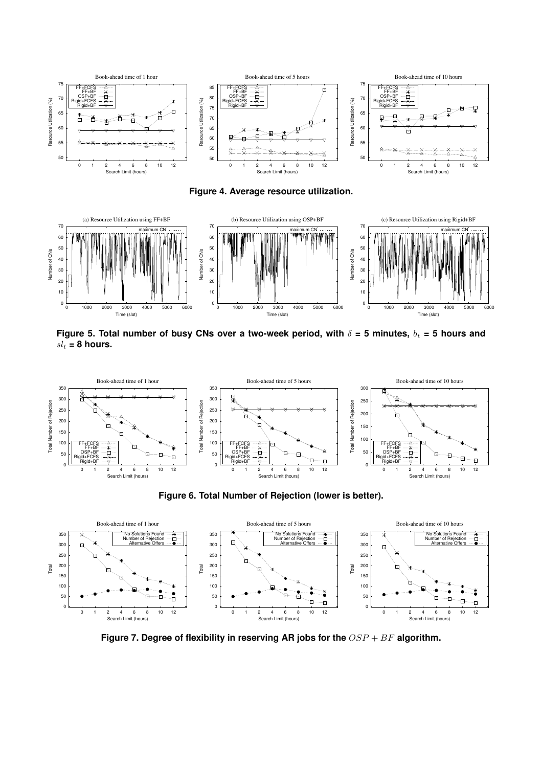**Figure 4. Average resource utilization.**

**Figure 5. Total number of busy CNs over a two-week period, with $\delta$ = 5 minutes, $b_t$ = 5 hours and $sl_t$ = 8 hours.**

**Figure 6. Total Number of Rejection (lower is better).**

**Figure 7. Degree of flexibility in reserving AR jobs for the $OSP + BF$ algorithm.**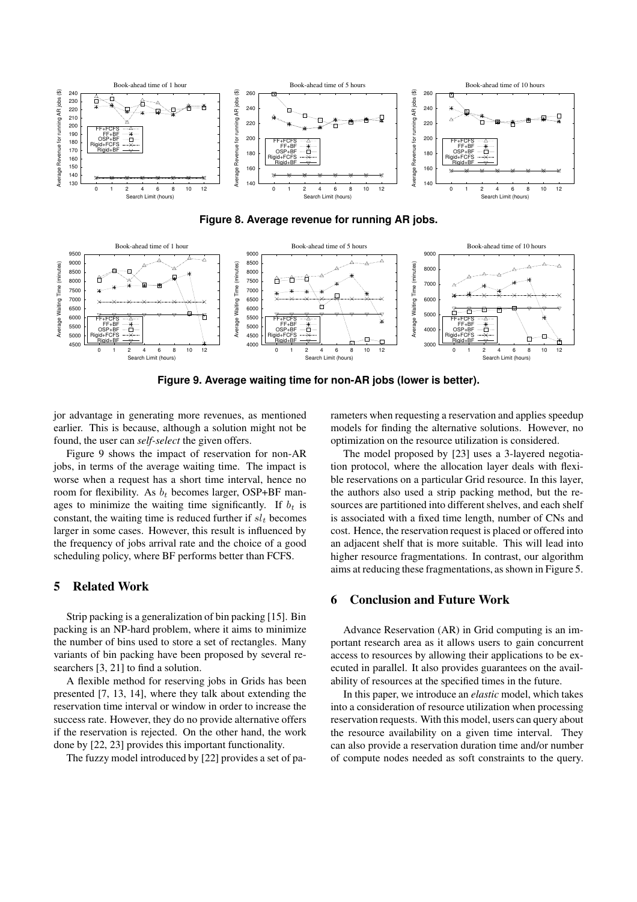**Figure 8. Average revenue for running AR jobs.**

**Figure 9. Average waiting time for non-AR jobs (lower is better).**

jor advantage in generating more revenues, as mentioned earlier. This is because, although a solution might not be found, the user can *self-select* the given offers.

Figure 9 shows the impact of reservation for non-AR jobs, in terms of the average waiting time. The impact is worse when a request has a short time interval, hence no room for flexibility. As $b_t$ becomes larger, OSP+BF manages to minimize the waiting time significantly. If $b_t$ is constant, the waiting time is reduced further if $sl_t$ becomes larger in some cases. However, this result is influenced by the frequency of jobs arrival rate and the choice of a good scheduling policy, where BF performs better than FCFS.

## 5 Related Work

Strip packing is a generalization of bin packing [15]. Bin packing is an NP-hard problem, where it aims to minimize the number of bins used to store a set of rectangles. Many variants of bin packing have been proposed by several researchers [3, 21] to find a solution.

A flexible method for reserving jobs in Grids has been presented [7, 13, 14], where they talk about extending the reservation time interval or window in order to increase the success rate. However, they do no provide alternative offers if the reservation is rejected. On the other hand, the work done by [22, 23] provides this important functionality.

The fuzzy model introduced by [22] provides a set of parameters when requesting a reservation and applies speedup models for finding the alternative solutions. However, no optimization on the resource utilization is considered.

The model proposed by [23] uses a 3-layered negotiation protocol, where the allocation layer deals with flexible reservations on a particular Grid resource. In this layer, the authors also used a strip packing method, but the resources are partitioned into different shelves, and each shelf is associated with a fixed time length, number of CNs and cost. Hence, the reservation request is placed or offered into an adjacent shelf that is more suitable. This will lead into higher resource fragmentations. In contrast, our algorithm aims at reducing these fragmentations, as shown in Figure 5.

## 6 Conclusion and Future Work

Advance Reservation (AR) in Grid computing is an important research area as it allows users to gain concurrent access to resources by allowing their applications to be executed in parallel. It also provides guarantees on the availability of resources at the specified times in the future.

In this paper, we introduce an *elastic* model, which takes into a consideration of resource utilization when processing reservation requests. With this model, users can query about the resource availability on a given time interval. They can also provide a reservation duration time and/or number of compute nodes needed as soft constraints to the query.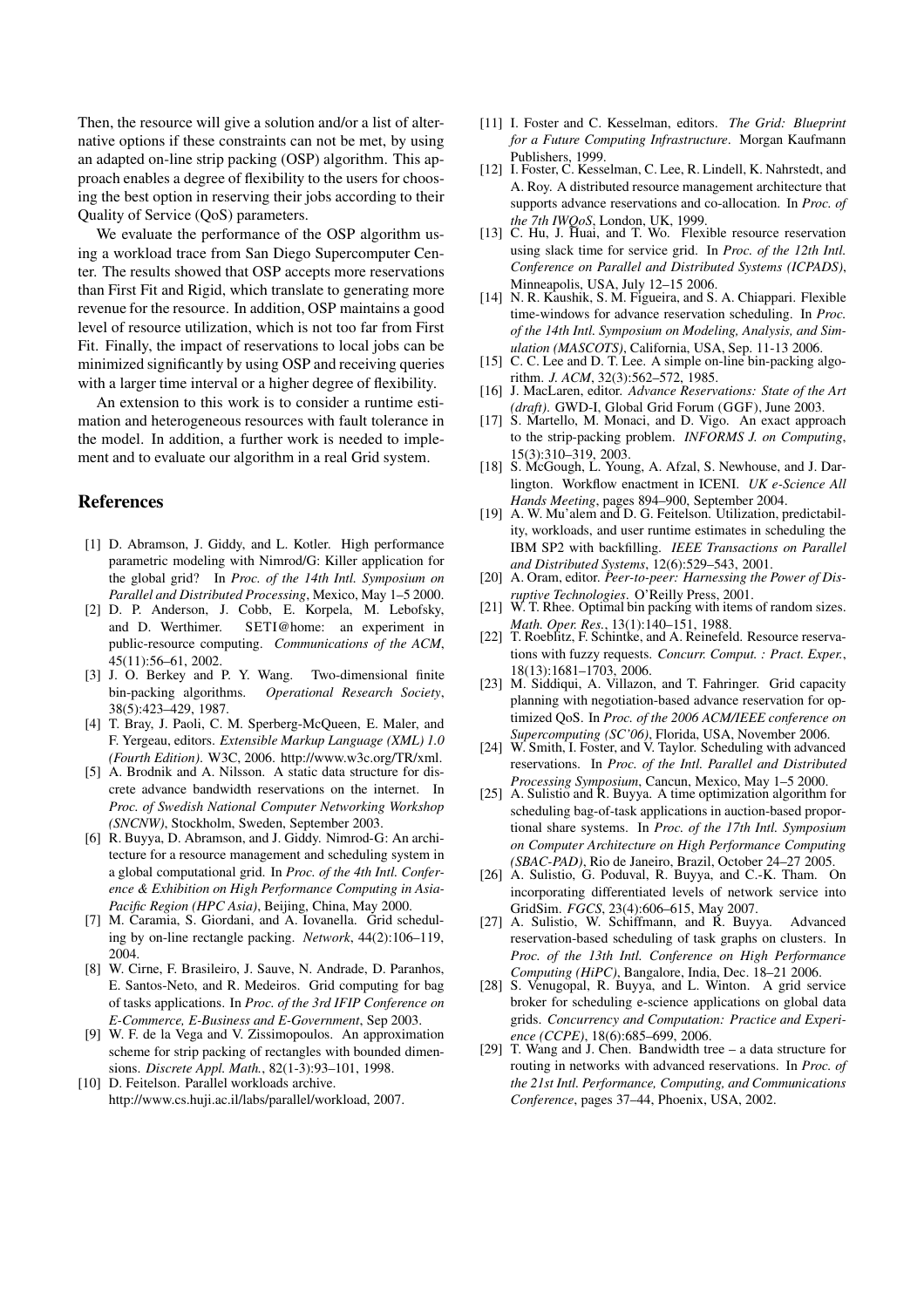Then, the resource will give a solution and/or a list of alternative options if these constraints can not be met, by using an adapted on-line strip packing (OSP) algorithm. This approach enables a degree of flexibility to the users for choosing the best option in reserving their jobs according to their Quality of Service (QoS) parameters.

We evaluate the performance of the OSP algorithm using a workload trace from San Diego Supercomputer Center. The results showed that OSP accepts more reservations than First Fit and Rigid, which translate to generating more revenue for the resource. In addition, OSP maintains a good level of resource utilization, which is not too far from First Fit. Finally, the impact of reservations to local jobs can be minimized significantly by using OSP and receiving queries with a larger time interval or a higher degree of flexibility.

An extension to this work is to consider a runtime estimation and heterogeneous resources with fault tolerance in the model. In addition, a further work is needed to implement and to evaluate our algorithm in a real Grid system.

## References

[1] D. Abramson, J. Giddy, and L. Kotler. High performance parametric modeling with Nimrod/G: Killer application for the global grid? In *Proc. of the 14th Intl. Symposium on Parallel and Distributed Processing*, Mexico, May 1–5 2000.

[2] D. P. Anderson, J. Cobb, E. Korpela, M. Lebofsky, and D. Werthimer. SETI@home: an experiment in public-resource computing. *Communications of the ACM*, 45(11):56–61, 2002.

[3] J. O. Berkey and P. Y. Wang. Two-dimensional finite bin-packing algorithms. *Operational Research Society*, 38(5):423–429, 1987.

[4] T. Bray, J. Paoli, C. M. Sperberg-McQueen, E. Maler, and F. Yergeau, editors. *Extensible Markup Language (XML) 1.0 (Fourth Edition)*. W3C, 2006. http://www.w3c.org/TR/xml.

[5] A. Brodnik and A. Nilsson. A static data structure for discrete advance bandwidth reservations on the internet. In *Proc. of Swedish National Computer Networking Workshop (SNCNW)*, Stockholm, Sweden, September 2003.

[6] R. Buyya, D. Abramson, and J. Giddy. Nimrod-G: An architecture for a resource management and scheduling system in a global computational grid. In *Proc. of the 4th Intl. Conference & Exhibition on High Performance Computing in Asia-Pacific Region (HPC Asia)*, Beijing, China, May 2000.

[7] M. Caramia, S. Giordani, and A. Iovanella. Grid scheduling by on-line rectangle packing. *Network*, 44(2):106–119, 2004.

[8] W. Cirne, F. Brasileiro, J. Sauve, N. Andrade, D. Paranhos, E. Santos-Neto, and R. Medeiros. Grid computing for bag of tasks applications. In *Proc. of the 3rd IFIP Conference on E-Commerce, E-Business and E-Government*, Sep 2003.

[9] W. F. de la Vega and V. Zissimopoulos. An approximation scheme for strip packing of rectangles with bounded dimensions. *Discrete Appl. Math.*, 82(1-3):93–101, 1998.

[10] D. Feitelson. Parallel workloads archive. http://www.cs.huji.ac.il/labs/parallel/workload, 2007.

[11] I. Foster and C. Kesselman, editors. *The Grid: Blueprint for a Future Computing Infrastructure*. Morgan Kaufmann Publishers, 1999.

[12] I. Foster, C. Kesselman, C. Lee, R. Lindell, K. Nahrstedt, and A. Roy. A distributed resource management architecture that supports advance reservations and co-allocation. In *Proc. of the 7th IWQoS*, London, UK, 1999.

[13] C. Hu, J. Huai, and T. Wo. Flexible resource reservation using slack time for service grid. In *Proc. of the 12th Intl. Conference on Parallel and Distributed Systems (ICPADS)*, Minneapolis, USA, July 12–15 2006.

[14] N. R. Kaushik, S. M. Figueira, and S. A. Chiappari. Flexible time-windows for advance reservation scheduling. In *Proc. of the 14th Intl. Symposium on Modeling, Analysis, and Simulation (MASCOTS)*, California, USA, Sep. 11-13 2006.

[15] C. C. Lee and D. T. Lee. A simple on-line bin-packing algorithm. *J. ACM*, 32(3):562–572, 1985.

[16] J. MacLaren, editor. *Advance Reservations: State of the Art (draft)*. GWD-I, Global Grid Forum (GGF), June 2003.

[17] S. Martello, M. Monaci, and D. Vigo. An exact approach to the strip-packing problem. *INFORMS J. on Computing*, 15(3):310–319, 2003.

[18] S. McGough, L. Young, A. Afzal, S. Newhouse, and J. Darlington. Workflow enactment in ICENI. *UK e-Science All Hands Meeting*, pages 894–900, September 2004.

[19] A. W. Mu'alem and D. G. Feitelson. Utilization, predictability, workloads, and user runtime estimates in scheduling the IBM SP2 with backfilling. *IEEE Transactions on Parallel and Distributed Systems*, 12(6):529–543, 2001.

[20] A. Oram, editor. *Peer-to-peer: Harnessing the Power of Disruptive Technologies*. O'Reilly Press, 2001.

[21] W. T. Rhee. Optimal bin packing with items of random sizes. *Math. Oper. Res.*, 13(1):140–151, 1988.

[22] T. Roeblitz, F. Schintke, and A. Reinefeld. Resource reservations with fuzzy requests. *Concurr. Comput. : Pract. Exper.*, 18(13):1681–1703, 2006.

[23] M. Siddiqui, A. Villazon, and T. Fahringer. Grid capacity planning with negotiation-based advance reservation for optimized QoS. In *Proc. of the 2006 ACM/IEEE conference on Supercomputing (SC'06)*, Florida, USA, November 2006.

[24] W. Smith, I. Foster, and V. Taylor. Scheduling with advanced reservations. In *Proc. of the Intl. Parallel and Distributed Processing Symposium*, Cancun, Mexico, May 1–5 2000.

[25] A. Sulistio and R. Buyya. A time optimization algorithm for scheduling bag-of-task applications in auction-based proportional share systems. In *Proc. of the 17th Intl. Symposium on Computer Architecture on High Performance Computing (SBAC-PAD)*, Rio de Janeiro, Brazil, October 24–27 2005.

[26] A. Sulistio, G. Poduval, R. Buyya, and C.-K. Tham. On incorporating differentiated levels of network service into GridSim. *FGCS*, 23(4):606–615, May 2007.

[27] A. Sulistio, W. Schiffmann, and R. Buyya. Advanced reservation-based scheduling of task graphs on clusters. In *Proc. of the 13th Intl. Conference on High Performance Computing (HiPC)*, Bangalore, India, Dec. 18–21 2006.

[28] S. Venugopal, R. Buyya, and L. Winton. A grid service broker for scheduling e-science applications on global data grids. *Concurrency and Computation: Practice and Experience (CCPE)*, 18(6):685–699, 2006.

[29] T. Wang and J. Chen. Bandwidth tree – a data structure for routing in networks with advanced reservations. In *Proc. of the 21st Intl. Performance, Computing, and Communications Conference*, pages 37–44, Phoenix, USA, 2002.